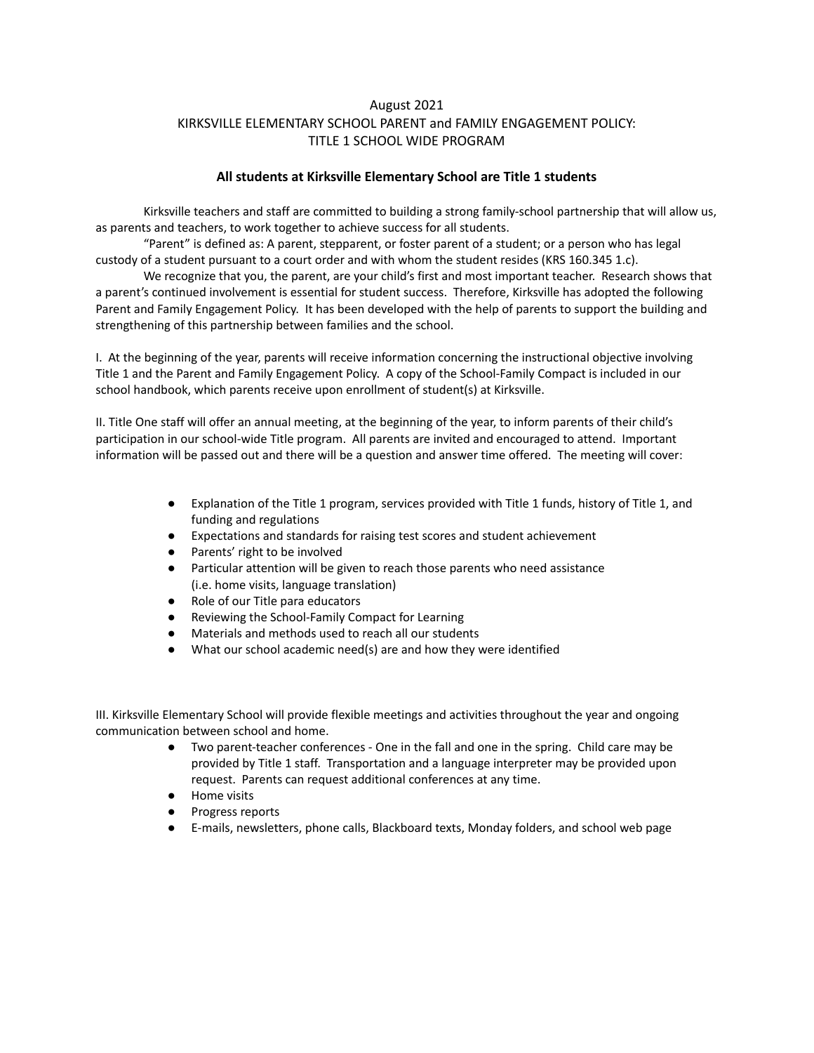August 2021

# KIRKSVILLE ELEMENTARY SCHOOL PARENT and FAMILY ENGAGEMENT POLICY: TITLE 1 SCHOOL WIDE PROGRAM

**All students at Kirksville Elementary School are Title 1 students**

Kirksville teachers and staff are committed to building a strong family-school partnership that will allow us, as parents and teachers, to work together to achieve success for all students.

"Parent" is defined as: A parent, stepparent, or foster parent of a student; or a person who has legal custody of a student pursuant to a court order and with whom the student resides (KRS 160.345 1.c).

We recognize that you, the parent, are your child's first and most important teacher. Research shows that a parent's continued involvement is essential for student success. Therefore, Kirksville has adopted the following Parent and Family Engagement Policy. It has been developed with the help of parents to support the building and strengthening of this partnership between families and the school.

I. At the beginning of the year, parents will receive information concerning the instructional objective involving Title 1 and the Parent and Family Engagement Policy. A copy of the School-Family Compact is included in our school handbook, which parents receive upon enrollment of student(s) at Kirksville.

II. Title One staff will offer an annual meeting, at the beginning of the year, to inform parents of their child's participation in our school-wide Title program. All parents are invited and encouraged to attend. Important information will be passed out and there will be a question and answer time offered. The meeting will cover:

- Explanation of the Title 1 program, services provided with Title 1 funds, history of Title 1, and funding and regulations
- Expectations and standards for raising test scores and student achievement
- Parents' right to be involved
- Particular attention will be given to reach those parents who need assistance (i.e. home visits, language translation)
- Role of our Title para educators
- Reviewing the School-Family Compact for Learning
- Materials and methods used to reach all our students
- What our school academic need(s) are and how they were identified

III. Kirksville Elementary School will provide flexible meetings and activities throughout the year and ongoing communication between school and home.

- Two parent-teacher conferences - One in the fall and one in the spring. Child care may be provided by Title 1 staff. Transportation and a language interpreter may be provided upon request. Parents can request additional conferences at any time.
- Home visits
- Progress reports
- E-mails, newsletters, phone calls, Blackboard texts, Monday folders, and school web page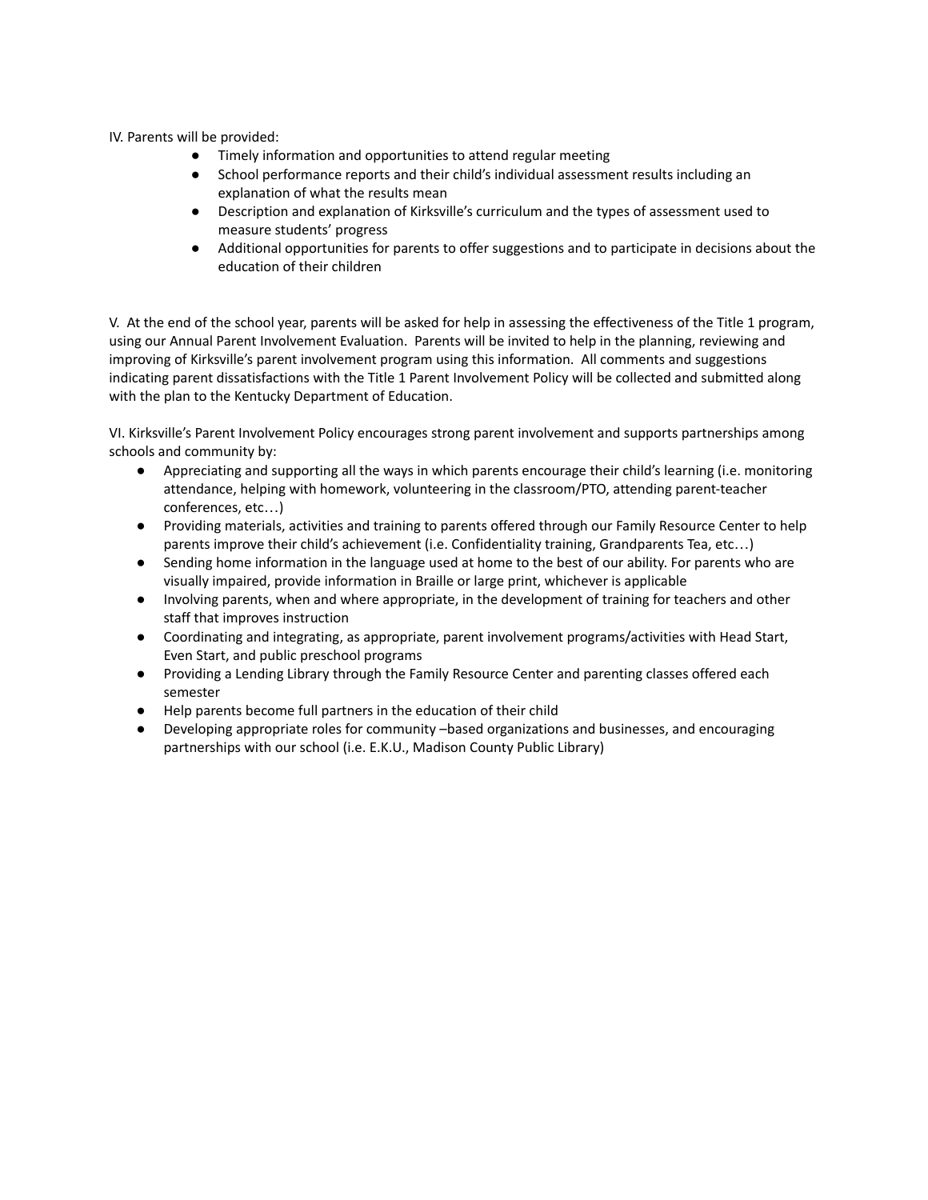IV. Parents will be provided:

- Timely information and opportunities to attend regular meeting
- School performance reports and their child's individual assessment results including an explanation of what the results mean
- Description and explanation of Kirksville's curriculum and the types of assessment used to measure students' progress
- Additional opportunities for parents to offer suggestions and to participate in decisions about the education of their children

V. At the end of the school year, parents will be asked for help in assessing the effectiveness of the Title 1 program, using our Annual Parent Involvement Evaluation. Parents will be invited to help in the planning, reviewing and improving of Kirksville's parent involvement program using this information. All comments and suggestions indicating parent dissatisfactions with the Title 1 Parent Involvement Policy will be collected and submitted along with the plan to the Kentucky Department of Education.

VI. Kirksville's Parent Involvement Policy encourages strong parent involvement and supports partnerships among schools and community by:

- Appreciating and supporting all the ways in which parents encourage their child's learning (i.e. monitoring attendance, helping with homework, volunteering in the classroom/PTO, attending parent-teacher conferences, etc…)
- Providing materials, activities and training to parents offered through our Family Resource Center to help parents improve their child's achievement (i.e. Confidentiality training, Grandparents Tea, etc…)
- Sending home information in the language used at home to the best of our ability. For parents who are visually impaired, provide information in Braille or large print, whichever is applicable
- Involving parents, when and where appropriate, in the development of training for teachers and other staff that improves instruction
- Coordinating and integrating, as appropriate, parent involvement programs/activities with Head Start, Even Start, and public preschool programs
- Providing a Lending Library through the Family Resource Center and parenting classes offered each semester
- Help parents become full partners in the education of their child
- Developing appropriate roles for community –based organizations and businesses, and encouraging partnerships with our school (i.e. E.K.U., Madison County Public Library)